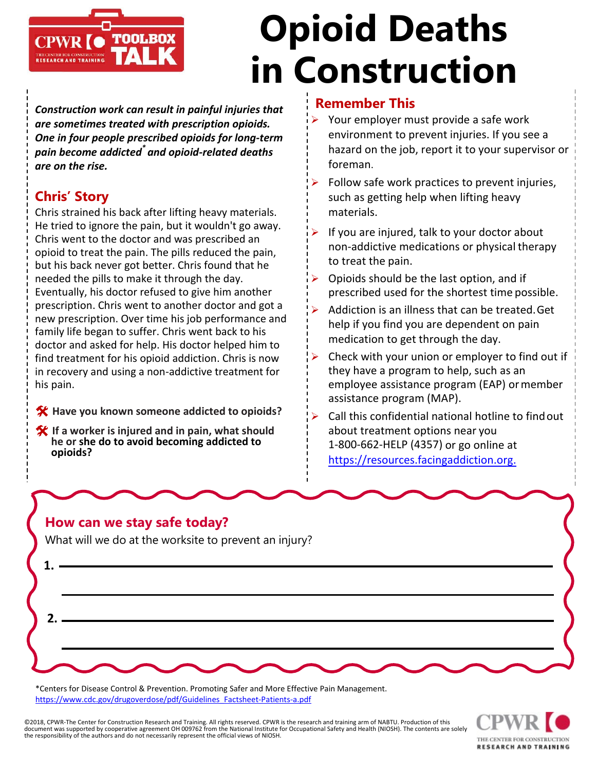CPWR TOOLBOX TALK

# Opioid Deaths in Construction

***Construction work can result in painful injuries that are sometimes treated with prescription opioids. One in four people prescribed opioids for long-term pain become addicted[*] and opioid-related deaths are on the rise.***

## Chris' Story

Chris strained his back after lifting heavy materials. He tried to ignore the pain, but it wouldn't go away. Chris went to the doctor and was prescribed an opioid to treat the pain. The pills reduced the pain, but his back never got better. Chris found that he needed the pills to make it through the day. Eventually, his doctor refused to give him another prescription. Chris went to another doctor and got a new prescription. Over time his job performance and family life began to suffer. Chris went back to his doctor and asked for help. His doctor helped him to find treatment for his opioid addiction. Chris is now in recovery and using a non-addictive treatment for his pain.

- **Have you known someone addicted to opioids?**
- **If a worker is injured and in pain, what should he or she do to avoid becoming addicted to opioids?**

## Remember This

- Your employer must provide a safe work environment to prevent injuries. If you see a hazard on the job, report it to your supervisor or foreman.
- Follow safe work practices to prevent injuries, such as getting help when lifting heavy materials.
- If you are injured, talk to your doctor about non-addictive medications or physical therapy to treat the pain.
- Opioids should be the last option, and if prescribed used for the shortest time possible.
- Addiction is an illness that can be treated. Get help if you find you are dependent on pain medication to get through the day.
- Check with your union or employer to find out if they have a program to help, such as an employee assistance program (EAP) or member assistance program (MAP).
- Call this confidential national hotline to find out about treatment options near you 1-800-662-HELP (4357) or go online at https://resources.facingaddiction.org.

## How can we stay safe today?

What will we do at the worksite to prevent an injury?

1. ______________________________________________

2. ______________________________________________

*Centers for Disease Control & Prevention. Promoting Safer and More Effective Pain Management. https://www.cdc.gov/drugoverdose/pdf/Guidelines_Factsheet-Patients-a.pdf

©2018, CPWR-The Center for Construction Research and Training. All rights reserved. CPWR is the research and training arm of NABTU. Production of this document was supported by cooperative agreement OH 009762 from the National Institute for Occupational Safety and Health (NIOSH). The contents are solely the responsibility of the authors and do not necessarily represent the official views of NIOSH.

CPWR THE CENTER FOR CONSTRUCTION RESEARCH AND TRAINING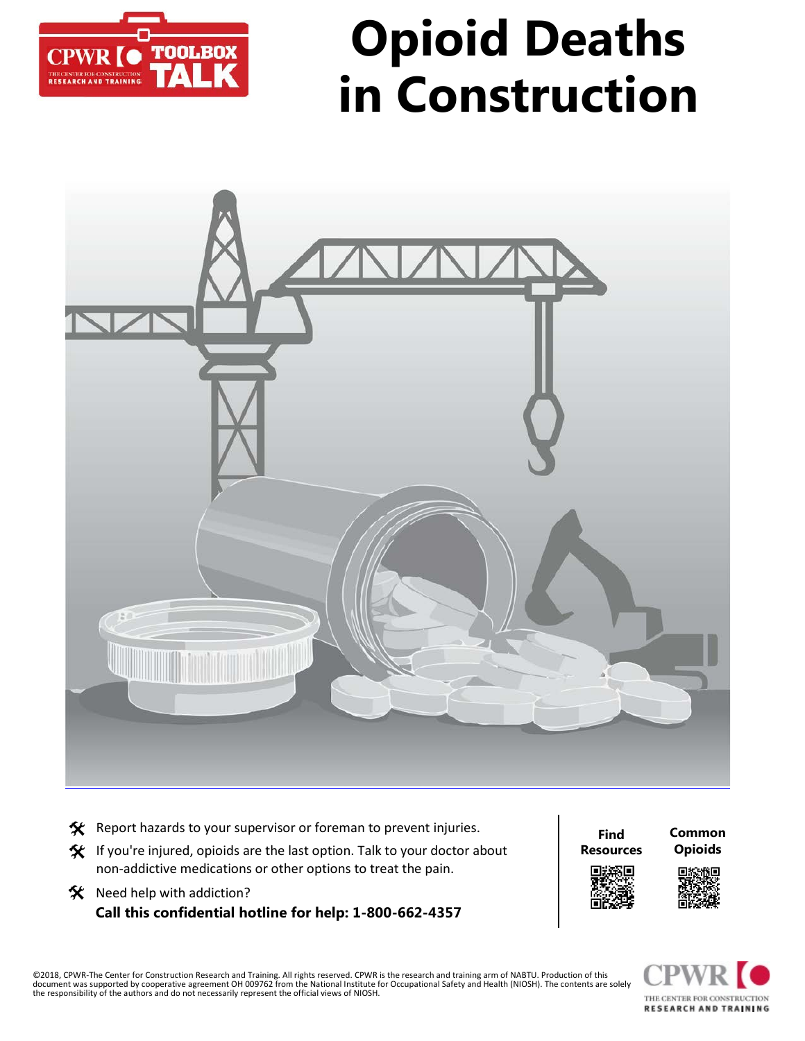# Opioid Deaths in Construction

- Report hazards to your supervisor or foreman to prevent injuries.
- If you're injured, opioids are the last option. Talk to your doctor about non-addictive medications or other options to treat the pain.
- Need help with addiction?
  **Call this confidential hotline for help: 1-800-662-4357**

**Find Resources**

**Common Opioids**

©2018, CPWR-The Center for Construction Research and Training. All rights reserved. CPWR is the research and training arm of NABTU. Production of this document was supported by cooperative agreement OH 009762 from the National Institute for Occupational Safety and Health (NIOSH). The contents are solely the responsibility of the authors and do not necessarily represent the official views of NIOSH.